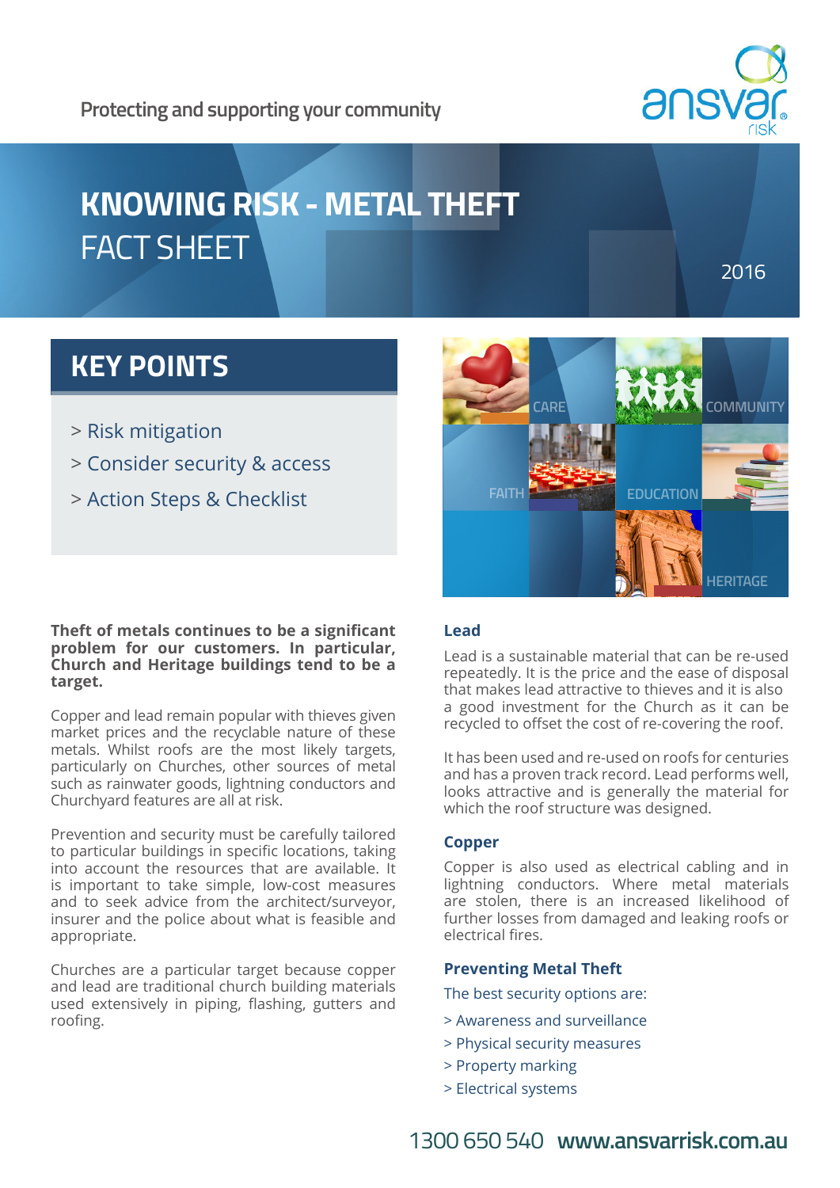Protecting and supporting your community

# KNOWING RISK - METAL THEFT

FACT SHEET

2016

## KEY POINTS

> Risk mitigation

> Consider security & access

> Action Steps & Checklist

CARE COMMUNITY FAITH EDUCATION HERITAGE

**Theft of metals continues to be a significant problem for our customers. In particular, Church and Heritage buildings tend to be a target.**

Copper and lead remain popular with thieves given market prices and the recyclable nature of these metals. Whilst roofs are the most likely targets, particularly on Churches, other sources of metal such as rainwater goods, lightning conductors and Churchyard features are all at risk.

Prevention and security must be carefully tailored to particular buildings in specific locations, taking into account the resources that are available. It is important to take simple, low-cost measures and to seek advice from the architect/surveyor, insurer and the police about what is feasible and appropriate.

Churches are a particular target because copper and lead are traditional church building materials used extensively in piping, flashing, gutters and roofing.

### Lead

Lead is a sustainable material that can be re-used repeatedly. It is the price and the ease of disposal that makes lead attractive to thieves and it is also a good investment for the Church as it can be recycled to offset the cost of re-covering the roof.

It has been used and re-used on roofs for centuries and has a proven track record. Lead performs well, looks attractive and is generally the material for which the roof structure was designed.

### Copper

Copper is also used as electrical cabling and in lightning conductors. Where metal materials are stolen, there is an increased likelihood of further losses from damaged and leaking roofs or electrical fires.

### Preventing Metal Theft

The best security options are:

> Awareness and surveillance

> Physical security measures

> Property marking

> Electrical systems

1300 650 540 **www.ansvarrisk.com.au**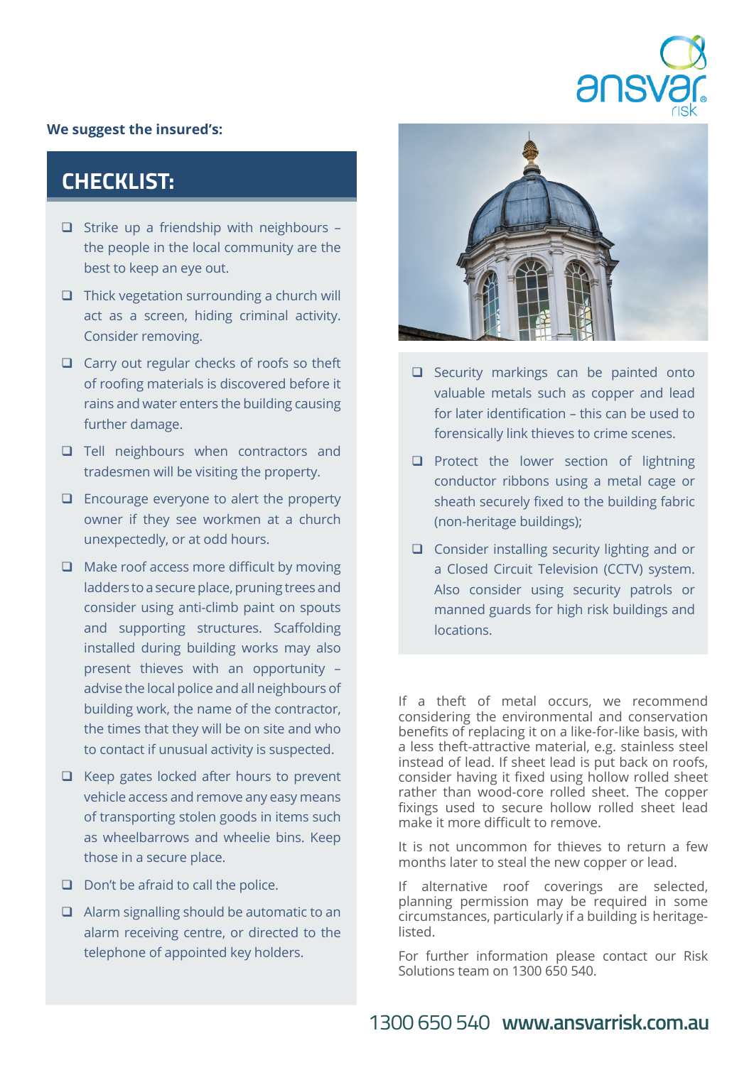**We suggest the insured's:**

## CHECKLIST:

- ❑ Strike up a friendship with neighbours – the people in the local community are the best to keep an eye out.
- ❑ Thick vegetation surrounding a church will act as a screen, hiding criminal activity. Consider removing.
- ❑ Carry out regular checks of roofs so theft of roofing materials is discovered before it rains and water enters the building causing further damage.
- ❑ Tell neighbours when contractors and tradesmen will be visiting the property.
- ❑ Encourage everyone to alert the property owner if they see workmen at a church unexpectedly, or at odd hours.
- ❑ Make roof access more difficult by moving ladders to a secure place, pruning trees and consider using anti-climb paint on spouts and supporting structures. Scaffolding installed during building works may also present thieves with an opportunity – advise the local police and all neighbours of building work, the name of the contractor, the times that they will be on site and who to contact if unusual activity is suspected.
- ❑ Keep gates locked after hours to prevent vehicle access and remove any easy means of transporting stolen goods in items such as wheelbarrows and wheelie bins. Keep those in a secure place.
- ❑ Don't be afraid to call the police.
- ❑ Alarm signalling should be automatic to an alarm receiving centre, or directed to the telephone of appointed key holders.
- ❑ Security markings can be painted onto valuable metals such as copper and lead for later identification – this can be used to forensically link thieves to crime scenes.
- ❑ Protect the lower section of lightning conductor ribbons using a metal cage or sheath securely fixed to the building fabric (non-heritage buildings);
- ❑ Consider installing security lighting and or a Closed Circuit Television (CCTV) system. Also consider using security patrols or manned guards for high risk buildings and locations.

If a theft of metal occurs, we recommend considering the environmental and conservation benefits of replacing it on a like-for-like basis, with a less theft-attractive material, e.g. stainless steel instead of lead. If sheet lead is put back on roofs, consider having it fixed using hollow rolled sheet rather than wood-core rolled sheet. The copper fixings used to secure hollow rolled sheet lead make it more difficult to remove.

It is not uncommon for thieves to return a few months later to steal the new copper or lead.

If alternative roof coverings are selected, planning permission may be required in some circumstances, particularly if a building is heritage-listed.

For further information please contact our Risk Solutions team on 1300 650 540.

1300 650 540 **www.ansvarrisk.com.au**